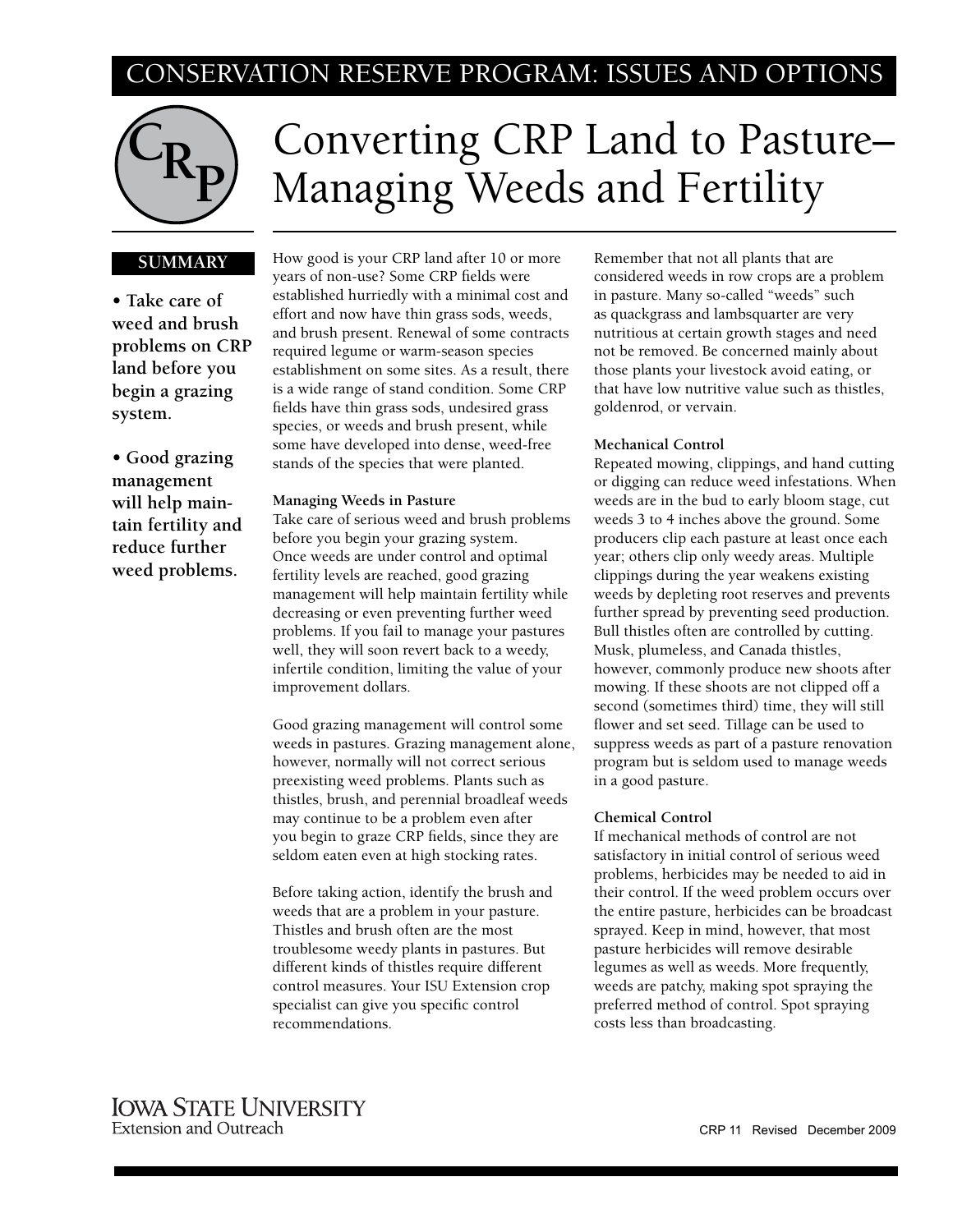CONSERVATION RESERVE PROGRAM: ISSUES AND OPTIONS

# Converting CRP Land to Pasture– Managing Weeds and Fertility

**SUMMARY**

- **Take care of weed and brush problems on CRP land before you begin a grazing system.**
- **Good grazing management will help maintain fertility and reduce further weed problems.**

How good is your CRP land after 10 or more years of non-use? Some CRP fields were established hurriedly with a minimal cost and effort and now have thin grass sods, weeds, and brush present. Renewal of some contracts required legume or warm-season species establishment on some sites. As a result, there is a wide range of stand condition. Some CRP fields have thin grass sods, undesired grass species, or weeds and brush present, while some have developed into dense, weed-free stands of the species that were planted.

### Managing Weeds in Pasture

Take care of serious weed and brush problems before you begin your grazing system. Once weeds are under control and optimal fertility levels are reached, good grazing management will help maintain fertility while decreasing or even preventing further weed problems. If you fail to manage your pastures well, they will soon revert back to a weedy, infertile condition, limiting the value of your improvement dollars.

Good grazing management will control some weeds in pastures. Grazing management alone, however, normally will not correct serious preexisting weed problems. Plants such as thistles, brush, and perennial broadleaf weeds may continue to be a problem even after you begin to graze CRP fields, since they are seldom eaten even at high stocking rates.

Before taking action, identify the brush and weeds that are a problem in your pasture. Thistles and brush often are the most troublesome weedy plants in pastures. But different kinds of thistles require different control measures. Your ISU Extension crop specialist can give you specific control recommendations.

Remember that not all plants that are considered weeds in row crops are a problem in pasture. Many so-called "weeds" such as quackgrass and lambsquarter are very nutritious at certain growth stages and need not be removed. Be concerned mainly about those plants your livestock avoid eating, or that have low nutritive value such as thistles, goldenrod, or vervain.

### Mechanical Control

Repeated mowing, clippings, and hand cutting or digging can reduce weed infestations. When weeds are in the bud to early bloom stage, cut weeds 3 to 4 inches above the ground. Some producers clip each pasture at least once each year; others clip only weedy areas. Multiple clippings during the year weakens existing weeds by depleting root reserves and prevents further spread by preventing seed production. Bull thistles often are controlled by cutting. Musk, plumeless, and Canada thistles, however, commonly produce new shoots after mowing. If these shoots are not clipped off a second (sometimes third) time, they will still flower and set seed. Tillage can be used to suppress weeds as part of a pasture renovation program but is seldom used to manage weeds in a good pasture.

### Chemical Control

If mechanical methods of control are not satisfactory in initial control of serious weed problems, herbicides may be needed to aid in their control. If the weed problem occurs over the entire pasture, herbicides can be broadcast sprayed. Keep in mind, however, that most pasture herbicides will remove desirable legumes as well as weeds. More frequently, weeds are patchy, making spot spraying the preferred method of control. Spot spraying costs less than broadcasting.

IOWA STATE UNIVERSITY
Extension and Outreach

CRP 11 Revised December 2009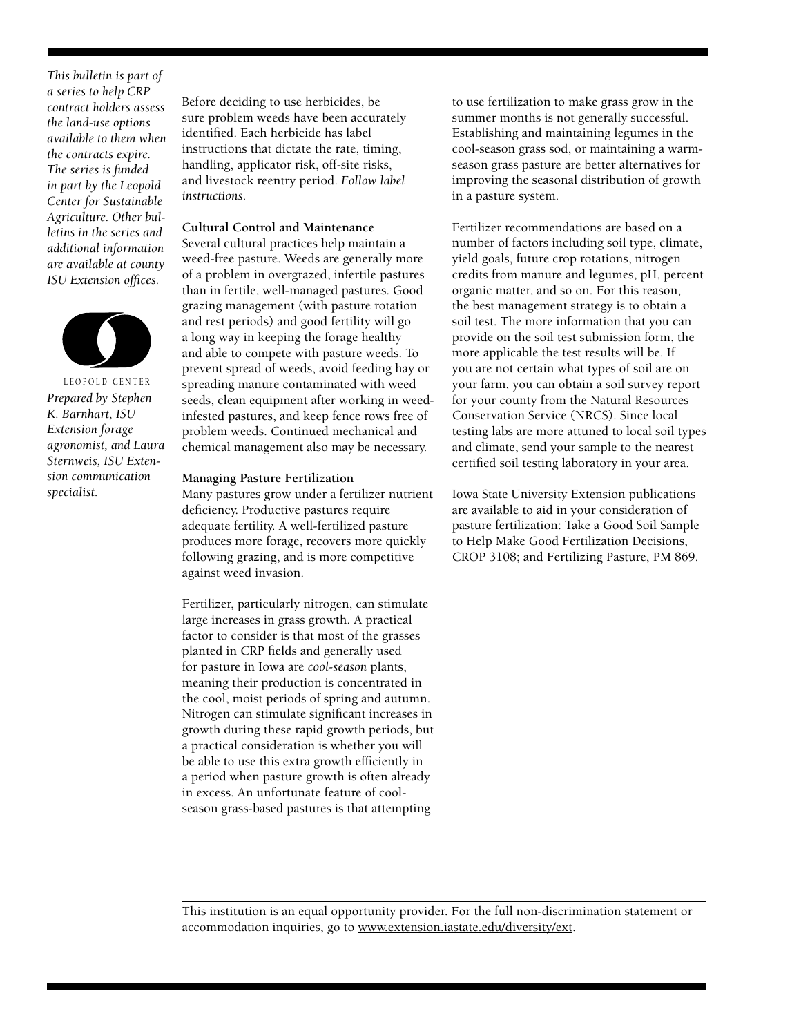*This bulletin is part of a series to help CRP contract holders assess the land-use options available to them when the contracts expire. The series is funded in part by the Leopold Center for Sustainable Agriculture. Other bulletins in the series and additional information are available at county ISU Extension offices.*

LEOPOLD CENTER

*Prepared by Stephen K. Barnhart, ISU Extension forage agronomist, and Laura Sternweis, ISU Extension communication specialist.*

Before deciding to use herbicides, be sure problem weeds have been accurately identified. Each herbicide has label instructions that dictate the rate, timing, handling, applicator risk, off-site risks, and livestock reentry period. *Follow label instructions.*

**Cultural Control and Maintenance**

Several cultural practices help maintain a weed-free pasture. Weeds are generally more of a problem in overgrazed, infertile pastures than in fertile, well-managed pastures. Good grazing management (with pasture rotation and rest periods) and good fertility will go a long way in keeping the forage healthy and able to compete with pasture weeds. To prevent spread of weeds, avoid feeding hay or spreading manure contaminated with weed seeds, clean equipment after working in weed-infested pastures, and keep fence rows free of problem weeds. Continued mechanical and chemical management also may be necessary.

**Managing Pasture Fertilization**

Many pastures grow under a fertilizer nutrient deficiency. Productive pastures require adequate fertility. A well-fertilized pasture produces more forage, recovers more quickly following grazing, and is more competitive against weed invasion.

Fertilizer, particularly nitrogen, can stimulate large increases in grass growth. A practical factor to consider is that most of the grasses planted in CRP fields and generally used for pasture in Iowa are *cool-season* plants, meaning their production is concentrated in the cool, moist periods of spring and autumn. Nitrogen can stimulate significant increases in growth during these rapid growth periods, but a practical consideration is whether you will be able to use this extra growth efficiently in a period when pasture growth is often already in excess. An unfortunate feature of cool-season grass-based pastures is that attempting to use fertilization to make grass grow in the summer months is not generally successful. Establishing and maintaining legumes in the cool-season grass sod, or maintaining a warm-season grass pasture are better alternatives for improving the seasonal distribution of growth in a pasture system.

Fertilizer recommendations are based on a number of factors including soil type, climate, yield goals, future crop rotations, nitrogen credits from manure and legumes, pH, percent organic matter, and so on. For this reason, the best management strategy is to obtain a soil test. The more information that you can provide on the soil test submission form, the more applicable the test results will be. If you are not certain what types of soil are on your farm, you can obtain a soil survey report for your county from the Natural Resources Conservation Service (NRCS). Since local testing labs are more attuned to local soil types and climate, send your sample to the nearest certified soil testing laboratory in your area.

Iowa State University Extension publications are available to aid in your consideration of pasture fertilization: Take a Good Soil Sample to Help Make Good Fertilization Decisions, CROP 3108; and Fertilizing Pasture, PM 869.

This institution is an equal opportunity provider. For the full non-discrimination statement or accommodation inquiries, go to www.extension.iastate.edu/diversity/ext.